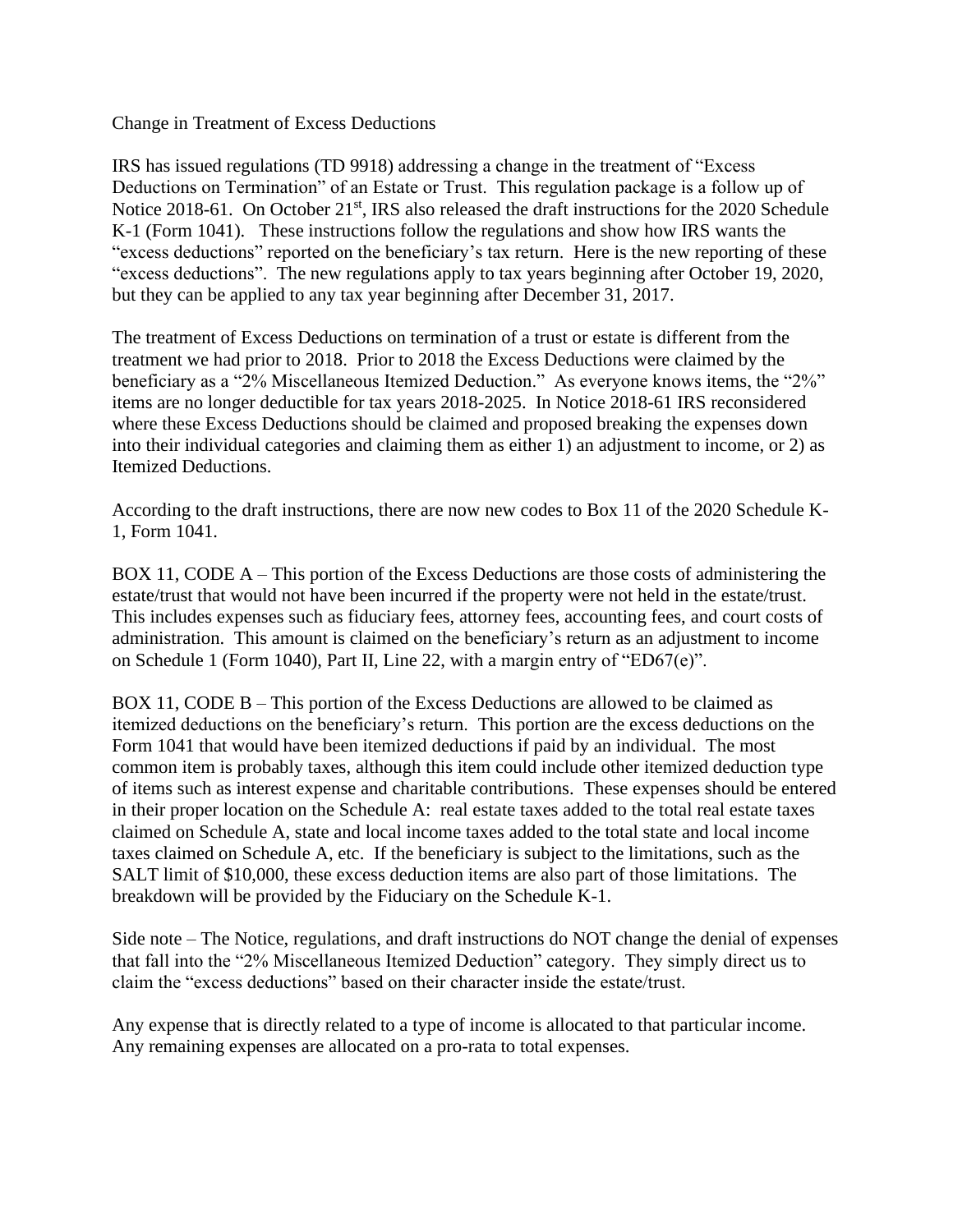Change in Treatment of Excess Deductions

IRS has issued regulations (TD 9918) addressing a change in the treatment of "Excess Deductions on Termination" of an Estate or Trust. This regulation package is a follow up of Notice 2018-61. On October 21st, IRS also released the draft instructions for the 2020 Schedule K-1 (Form 1041). These instructions follow the regulations and show how IRS wants the "excess deductions" reported on the beneficiary's tax return. Here is the new reporting of these "excess deductions". The new regulations apply to tax years beginning after October 19, 2020, but they can be applied to any tax year beginning after December 31, 2017.

The treatment of Excess Deductions on termination of a trust or estate is different from the treatment we had prior to 2018. Prior to 2018 the Excess Deductions were claimed by the beneficiary as a "2% Miscellaneous Itemized Deduction." As everyone knows items, the "2%" items are no longer deductible for tax years 2018-2025. In Notice 2018-61 IRS reconsidered where these Excess Deductions should be claimed and proposed breaking the expenses down into their individual categories and claiming them as either 1) an adjustment to income, or 2) as Itemized Deductions.

According to the draft instructions, there are now new codes to Box 11 of the 2020 Schedule K-1, Form 1041.

BOX 11, CODE A – This portion of the Excess Deductions are those costs of administering the estate/trust that would not have been incurred if the property were not held in the estate/trust. This includes expenses such as fiduciary fees, attorney fees, accounting fees, and court costs of administration. This amount is claimed on the beneficiary's return as an adjustment to income on Schedule 1 (Form 1040), Part II, Line 22, with a margin entry of "ED67(e)".

BOX 11, CODE B – This portion of the Excess Deductions are allowed to be claimed as itemized deductions on the beneficiary's return. This portion are the excess deductions on the Form 1041 that would have been itemized deductions if paid by an individual. The most common item is probably taxes, although this item could include other itemized deduction type of items such as interest expense and charitable contributions. These expenses should be entered in their proper location on the Schedule A: real estate taxes added to the total real estate taxes claimed on Schedule A, state and local income taxes added to the total state and local income taxes claimed on Schedule A, etc. If the beneficiary is subject to the limitations, such as the SALT limit of $10,000, these excess deduction items are also part of those limitations. The breakdown will be provided by the Fiduciary on the Schedule K-1.

Side note – The Notice, regulations, and draft instructions do NOT change the denial of expenses that fall into the "2% Miscellaneous Itemized Deduction" category. They simply direct us to claim the "excess deductions" based on their character inside the estate/trust.

Any expense that is directly related to a type of income is allocated to that particular income. Any remaining expenses are allocated on a pro-rata to total expenses.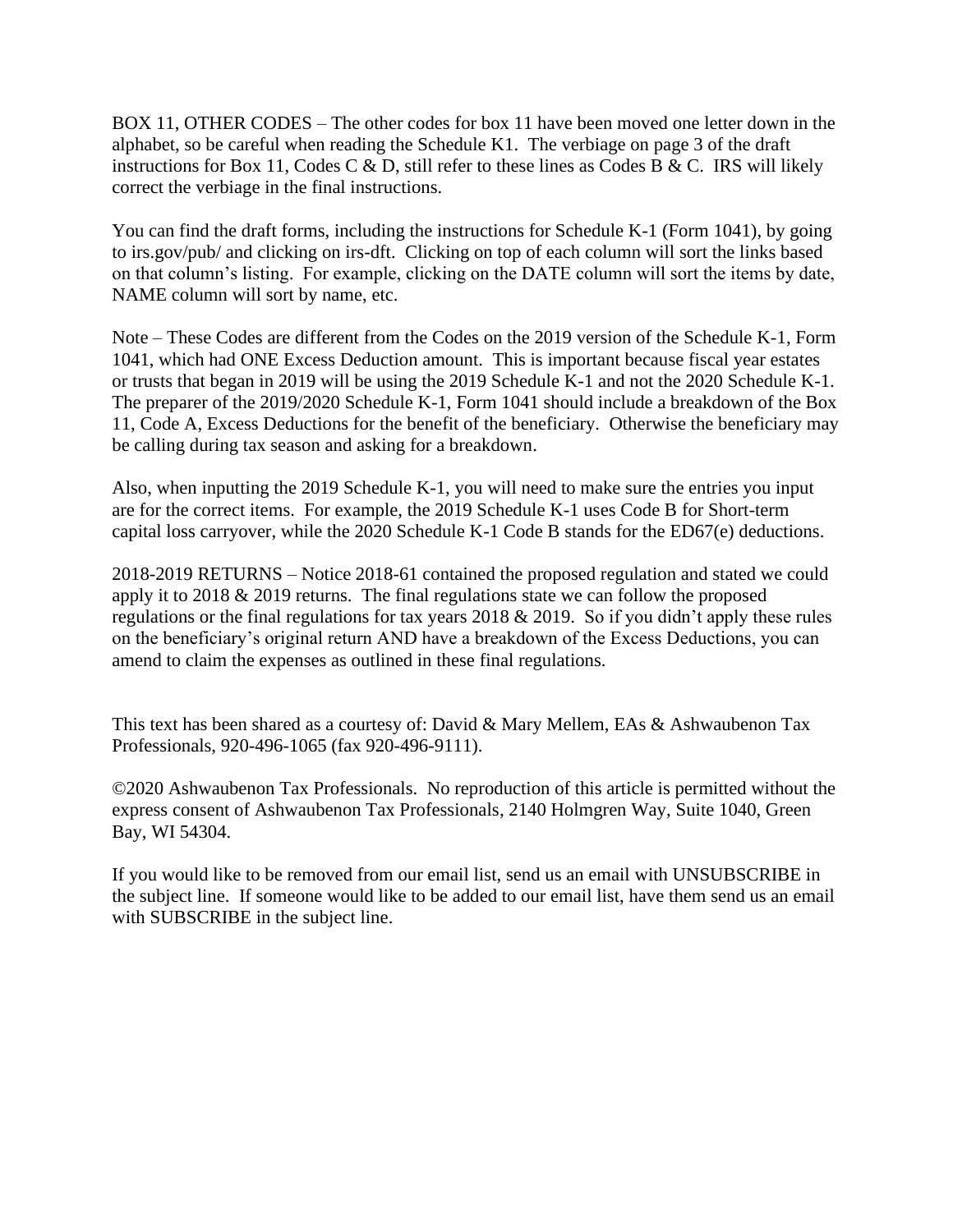BOX 11, OTHER CODES – The other codes for box 11 have been moved one letter down in the alphabet, so be careful when reading the Schedule K1. The verbiage on page 3 of the draft instructions for Box 11, Codes C & D, still refer to these lines as Codes B & C. IRS will likely correct the verbiage in the final instructions.

You can find the draft forms, including the instructions for Schedule K-1 (Form 1041), by going to irs.gov/pub/ and clicking on irs-dft. Clicking on top of each column will sort the links based on that column's listing. For example, clicking on the DATE column will sort the items by date, NAME column will sort by name, etc.

Note – These Codes are different from the Codes on the 2019 version of the Schedule K-1, Form 1041, which had ONE Excess Deduction amount. This is important because fiscal year estates or trusts that began in 2019 will be using the 2019 Schedule K-1 and not the 2020 Schedule K-1. The preparer of the 2019/2020 Schedule K-1, Form 1041 should include a breakdown of the Box 11, Code A, Excess Deductions for the benefit of the beneficiary. Otherwise the beneficiary may be calling during tax season and asking for a breakdown.

Also, when inputting the 2019 Schedule K-1, you will need to make sure the entries you input are for the correct items. For example, the 2019 Schedule K-1 uses Code B for Short-term capital loss carryover, while the 2020 Schedule K-1 Code B stands for the ED67(e) deductions.

2018-2019 RETURNS – Notice 2018-61 contained the proposed regulation and stated we could apply it to 2018 & 2019 returns. The final regulations state we can follow the proposed regulations or the final regulations for tax years 2018 & 2019. So if you didn't apply these rules on the beneficiary's original return AND have a breakdown of the Excess Deductions, you can amend to claim the expenses as outlined in these final regulations.

This text has been shared as a courtesy of: David & Mary Mellem, EAs & Ashwaubenon Tax Professionals, 920-496-1065 (fax 920-496-9111).

©2020 Ashwaubenon Tax Professionals. No reproduction of this article is permitted without the express consent of Ashwaubenon Tax Professionals, 2140 Holmgren Way, Suite 1040, Green Bay, WI 54304.

If you would like to be removed from our email list, send us an email with UNSUBSCRIBE in the subject line. If someone would like to be added to our email list, have them send us an email with SUBSCRIBE in the subject line.